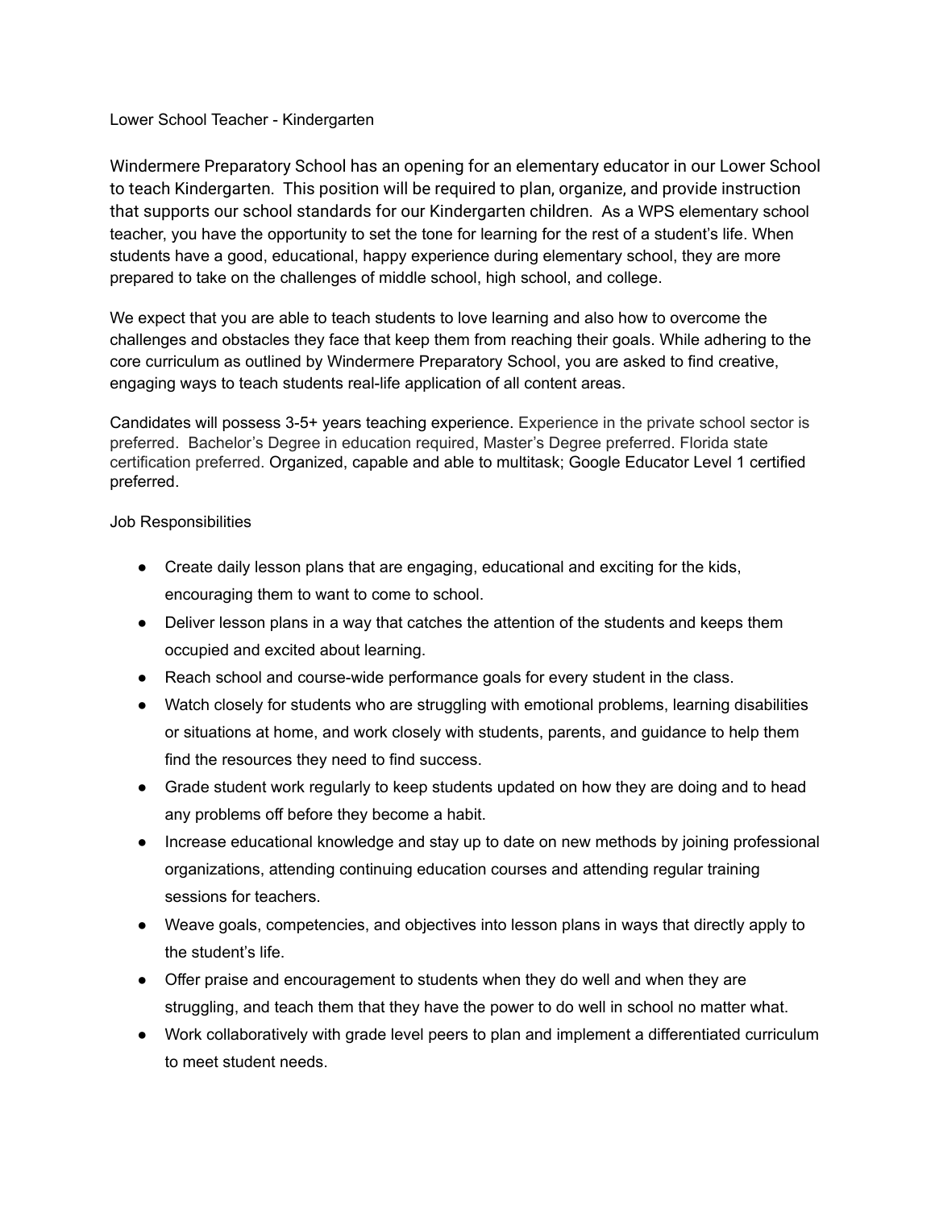Lower School Teacher - Kindergarten

Windermere Preparatory School has an opening for an elementary educator in our Lower School to teach Kindergarten. This position will be required to plan, organize, and provide instruction that supports our school standards for our Kindergarten children. As a WPS elementary school teacher, you have the opportunity to set the tone for learning for the rest of a student's life. When students have a good, educational, happy experience during elementary school, they are more prepared to take on the challenges of middle school, high school, and college.

We expect that you are able to teach students to love learning and also how to overcome the challenges and obstacles they face that keep them from reaching their goals. While adhering to the core curriculum as outlined by Windermere Preparatory School, you are asked to find creative, engaging ways to teach students real-life application of all content areas.

Candidates will possess 3-5+ years teaching experience. Experience in the private school sector is preferred. Bachelor's Degree in education required, Master's Degree preferred. Florida state certification preferred. Organized, capable and able to multitask; Google Educator Level 1 certified preferred.

Job Responsibilities

- Create daily lesson plans that are engaging, educational and exciting for the kids, encouraging them to want to come to school.
- Deliver lesson plans in a way that catches the attention of the students and keeps them occupied and excited about learning.
- Reach school and course-wide performance goals for every student in the class.
- Watch closely for students who are struggling with emotional problems, learning disabilities or situations at home, and work closely with students, parents, and guidance to help them find the resources they need to find success.
- Grade student work regularly to keep students updated on how they are doing and to head any problems off before they become a habit.
- Increase educational knowledge and stay up to date on new methods by joining professional organizations, attending continuing education courses and attending regular training sessions for teachers.
- Weave goals, competencies, and objectives into lesson plans in ways that directly apply to the student's life.
- Offer praise and encouragement to students when they do well and when they are struggling, and teach them that they have the power to do well in school no matter what.
- Work collaboratively with grade level peers to plan and implement a differentiated curriculum to meet student needs.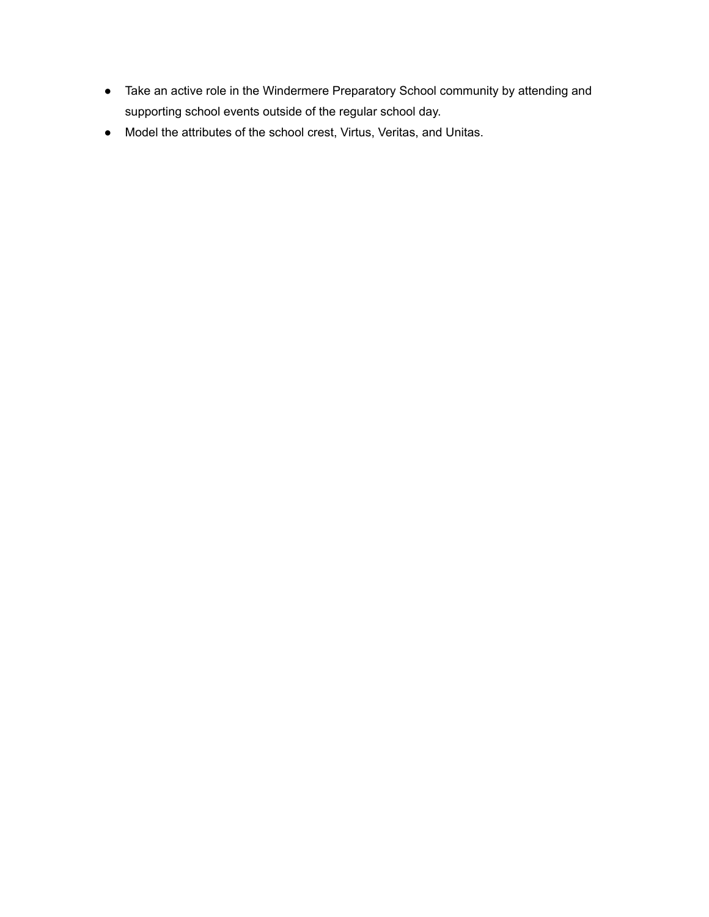- Take an active role in the Windermere Preparatory School community by attending and supporting school events outside of the regular school day.
- Model the attributes of the school crest, Virtus, Veritas, and Unitas.